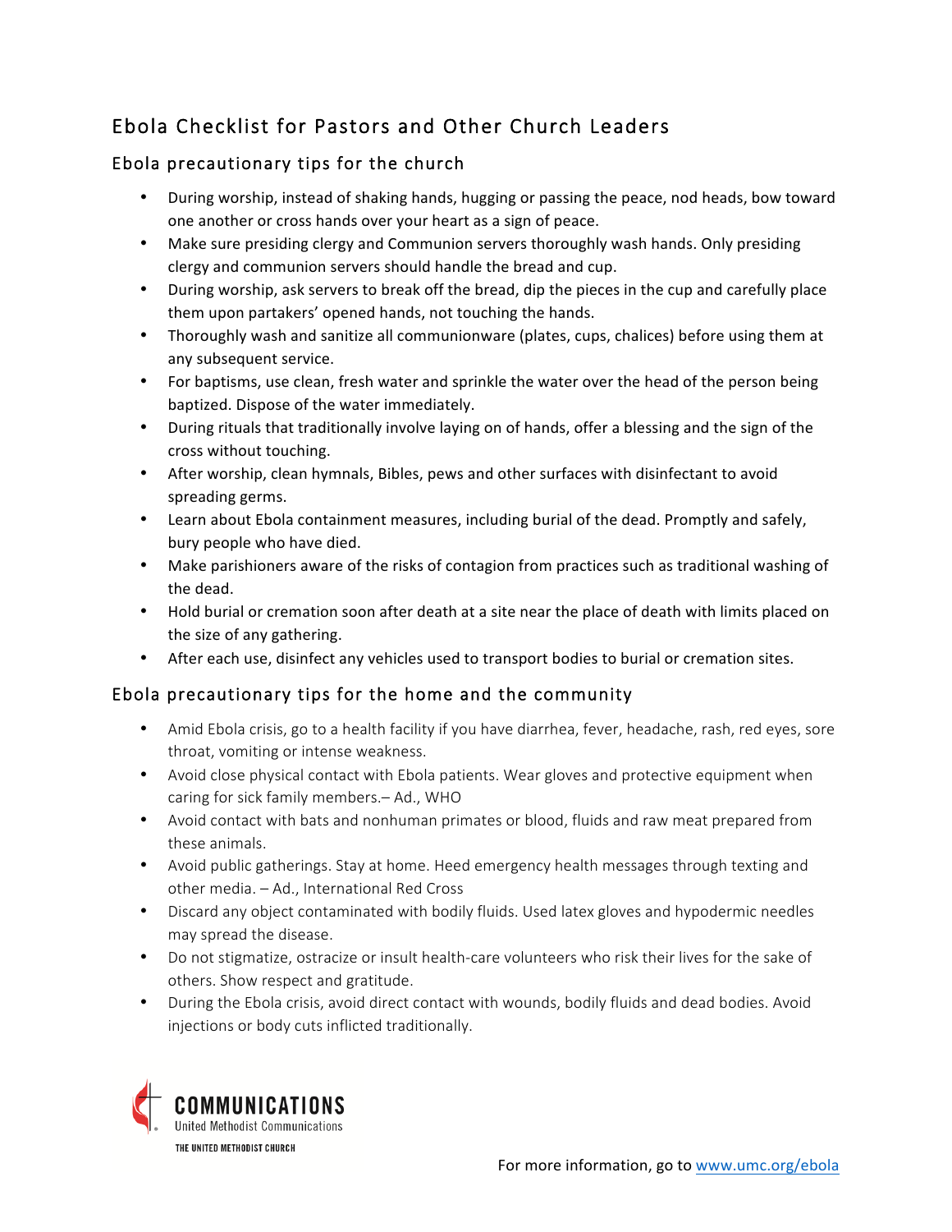# Ebola Checklist for Pastors and Other Church Leaders

## Ebola precautionary tips for the church

- During worship, instead of shaking hands, hugging or passing the peace, nod heads, bow toward one another or cross hands over your heart as a sign of peace.
- Make sure presiding clergy and Communion servers thoroughly wash hands. Only presiding clergy and communion servers should handle the bread and cup.
- During worship, ask servers to break off the bread, dip the pieces in the cup and carefully place them upon partakers' opened hands, not touching the hands.
- Thoroughly wash and sanitize all communionware (plates, cups, chalices) before using them at any subsequent service.
- For baptisms, use clean, fresh water and sprinkle the water over the head of the person being baptized. Dispose of the water immediately.
- During rituals that traditionally involve laying on of hands, offer a blessing and the sign of the cross without touching.
- After worship, clean hymnals, Bibles, pews and other surfaces with disinfectant to avoid spreading germs.
- Learn about Ebola containment measures, including burial of the dead. Promptly and safely, bury people who have died.
- Make parishioners aware of the risks of contagion from practices such as traditional washing of the dead.
- Hold burial or cremation soon after death at a site near the place of death with limits placed on the size of any gathering.
- After each use, disinfect any vehicles used to transport bodies to burial or cremation sites.

## Ebola precautionary tips for the home and the community

- Amid Ebola crisis, go to a health facility if you have diarrhea, fever, headache, rash, red eyes, sore throat, vomiting or intense weakness.
- Avoid close physical contact with Ebola patients. Wear gloves and protective equipment when caring for sick family members.– Ad., WHO
- Avoid contact with bats and nonhuman primates or blood, fluids and raw meat prepared from these animals.
- Avoid public gatherings. Stay at home. Heed emergency health messages through texting and other media. – Ad., International Red Cross
- Discard any object contaminated with bodily fluids. Used latex gloves and hypodermic needles may spread the disease.
- Do not stigmatize, ostracize or insult health-care volunteers who risk their lives for the sake of others. Show respect and gratitude.
- During the Ebola crisis, avoid direct contact with wounds, bodily fluids and dead bodies. Avoid injections or body cuts inflicted traditionally.

COMMUNICATIONS
United Methodist Communications
THE UNITED METHODIST CHURCH

For more information, go to [www.umc.org/ebola](http://www.umc.org/ebola)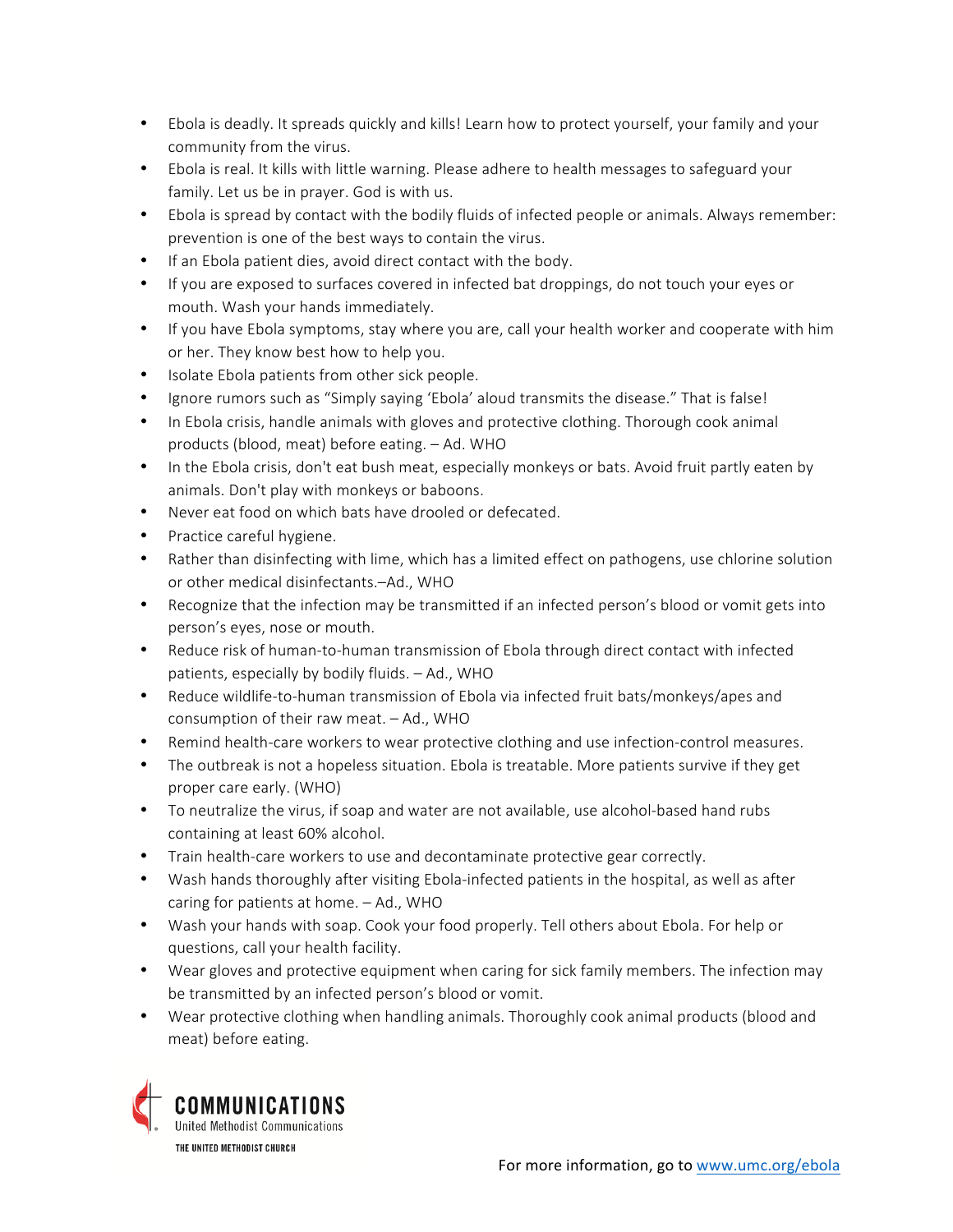- Ebola is deadly. It spreads quickly and kills! Learn how to protect yourself, your family and your community from the virus.
- Ebola is real. It kills with little warning. Please adhere to health messages to safeguard your family. Let us be in prayer. God is with us.
- Ebola is spread by contact with the bodily fluids of infected people or animals. Always remember: prevention is one of the best ways to contain the virus.
- If an Ebola patient dies, avoid direct contact with the body.
- If you are exposed to surfaces covered in infected bat droppings, do not touch your eyes or mouth. Wash your hands immediately.
- If you have Ebola symptoms, stay where you are, call your health worker and cooperate with him or her. They know best how to help you.
- Isolate Ebola patients from other sick people.
- Ignore rumors such as "Simply saying 'Ebola' aloud transmits the disease." That is false!
- In Ebola crisis, handle animals with gloves and protective clothing. Thorough cook animal products (blood, meat) before eating. – Ad. WHO
- In the Ebola crisis, don't eat bush meat, especially monkeys or bats. Avoid fruit partly eaten by animals. Don't play with monkeys or baboons.
- Never eat food on which bats have drooled or defecated.
- Practice careful hygiene.
- Rather than disinfecting with lime, which has a limited effect on pathogens, use chlorine solution or other medical disinfectants.–Ad., WHO
- Recognize that the infection may be transmitted if an infected person's blood or vomit gets into person's eyes, nose or mouth.
- Reduce risk of human-to-human transmission of Ebola through direct contact with infected patients, especially by bodily fluids. – Ad., WHO
- Reduce wildlife-to-human transmission of Ebola via infected fruit bats/monkeys/apes and consumption of their raw meat. – Ad., WHO
- Remind health-care workers to wear protective clothing and use infection-control measures.
- The outbreak is not a hopeless situation. Ebola is treatable. More patients survive if they get proper care early. (WHO)
- To neutralize the virus, if soap and water are not available, use alcohol-based hand rubs containing at least 60% alcohol.
- Train health-care workers to use and decontaminate protective gear correctly.
- Wash hands thoroughly after visiting Ebola-infected patients in the hospital, as well as after caring for patients at home. – Ad., WHO
- Wash your hands with soap. Cook your food properly. Tell others about Ebola. For help or questions, call your health facility.
- Wear gloves and protective equipment when caring for sick family members. The infection may be transmitted by an infected person's blood or vomit.
- Wear protective clothing when handling animals. Thoroughly cook animal products (blood and meat) before eating.

COMMUNICATIONS
United Methodist Communications
THE UNITED METHODIST CHURCH

For more information, go to www.umc.org/ebola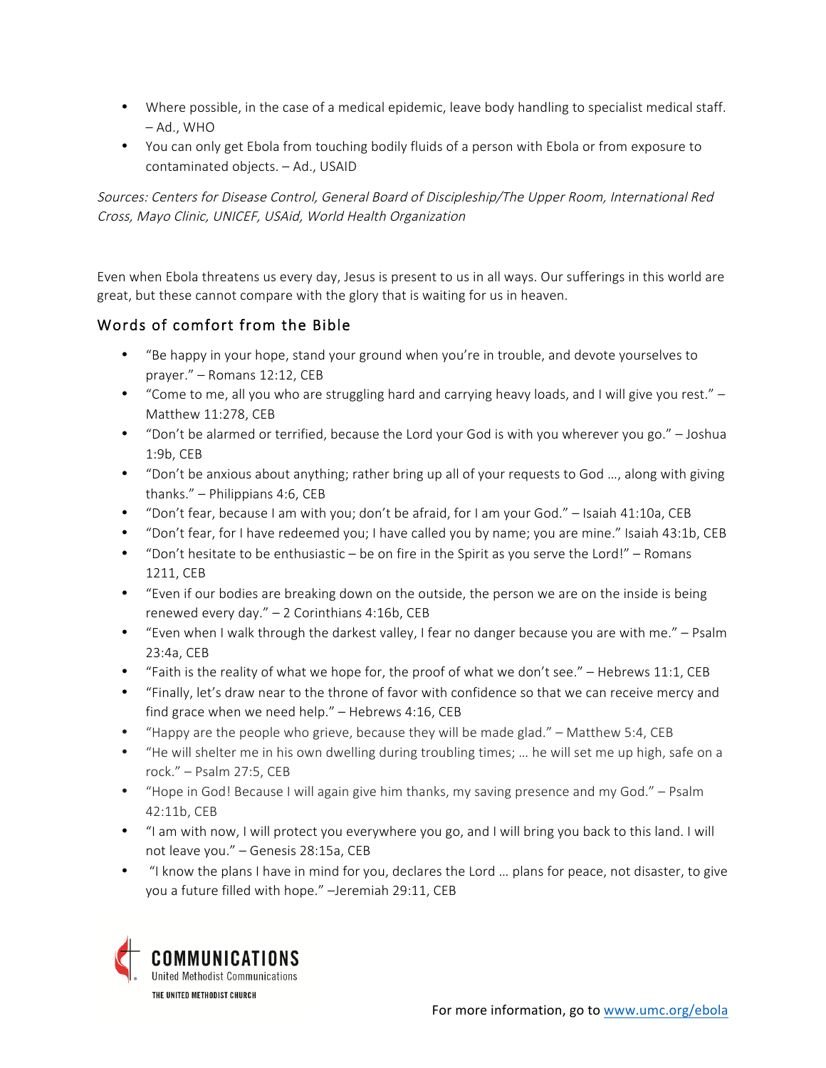- Where possible, in the case of a medical epidemic, leave body handling to specialist medical staff. – Ad., WHO
- You can only get Ebola from touching bodily fluids of a person with Ebola or from exposure to contaminated objects. – Ad., USAID

*Sources: Centers for Disease Control, General Board of Discipleship/The Upper Room, International Red Cross, Mayo Clinic, UNICEF, USAid, World Health Organization*

Even when Ebola threatens us every day, Jesus is present to us in all ways. Our sufferings in this world are great, but these cannot compare with the glory that is waiting for us in heaven.

## Words of comfort from the Bible

- "Be happy in your hope, stand your ground when you're in trouble, and devote yourselves to prayer." – Romans 12:12, CEB
- "Come to me, all you who are struggling hard and carrying heavy loads, and I will give you rest." – Matthew 11:278, CEB
- "Don't be alarmed or terrified, because the Lord your God is with you wherever you go." – Joshua 1:9b, CEB
- "Don't be anxious about anything; rather bring up all of your requests to God …, along with giving thanks." – Philippians 4:6, CEB
- "Don't fear, because I am with you; don't be afraid, for I am your God." – Isaiah 41:10a, CEB
- "Don't fear, for I have redeemed you; I have called you by name; you are mine." Isaiah 43:1b, CEB
- "Don't hesitate to be enthusiastic – be on fire in the Spirit as you serve the Lord!" – Romans 1211, CEB
- "Even if our bodies are breaking down on the outside, the person we are on the inside is being renewed every day." – 2 Corinthians 4:16b, CEB
- "Even when I walk through the darkest valley, I fear no danger because you are with me." – Psalm 23:4a, CEB
- "Faith is the reality of what we hope for, the proof of what we don't see." – Hebrews 11:1, CEB
- "Finally, let's draw near to the throne of favor with confidence so that we can receive mercy and find grace when we need help." – Hebrews 4:16, CEB
- "Happy are the people who grieve, because they will be made glad." – Matthew 5:4, CEB
- "He will shelter me in his own dwelling during troubling times; … he will set me up high, safe on a rock." – Psalm 27:5, CEB
- "Hope in God! Because I will again give him thanks, my saving presence and my God." – Psalm 42:11b, CEB
- "I am with now, I will protect you everywhere you go, and I will bring you back to this land. I will not leave you." – Genesis 28:15a, CEB
- "I know the plans I have in mind for you, declares the Lord … plans for peace, not disaster, to give you a future filled with hope." –Jeremiah 29:11, CEB

COMMUNICATIONS
United Methodist Communications
THE UNITED METHODIST CHURCH

For more information, go to www.umc.org/ebola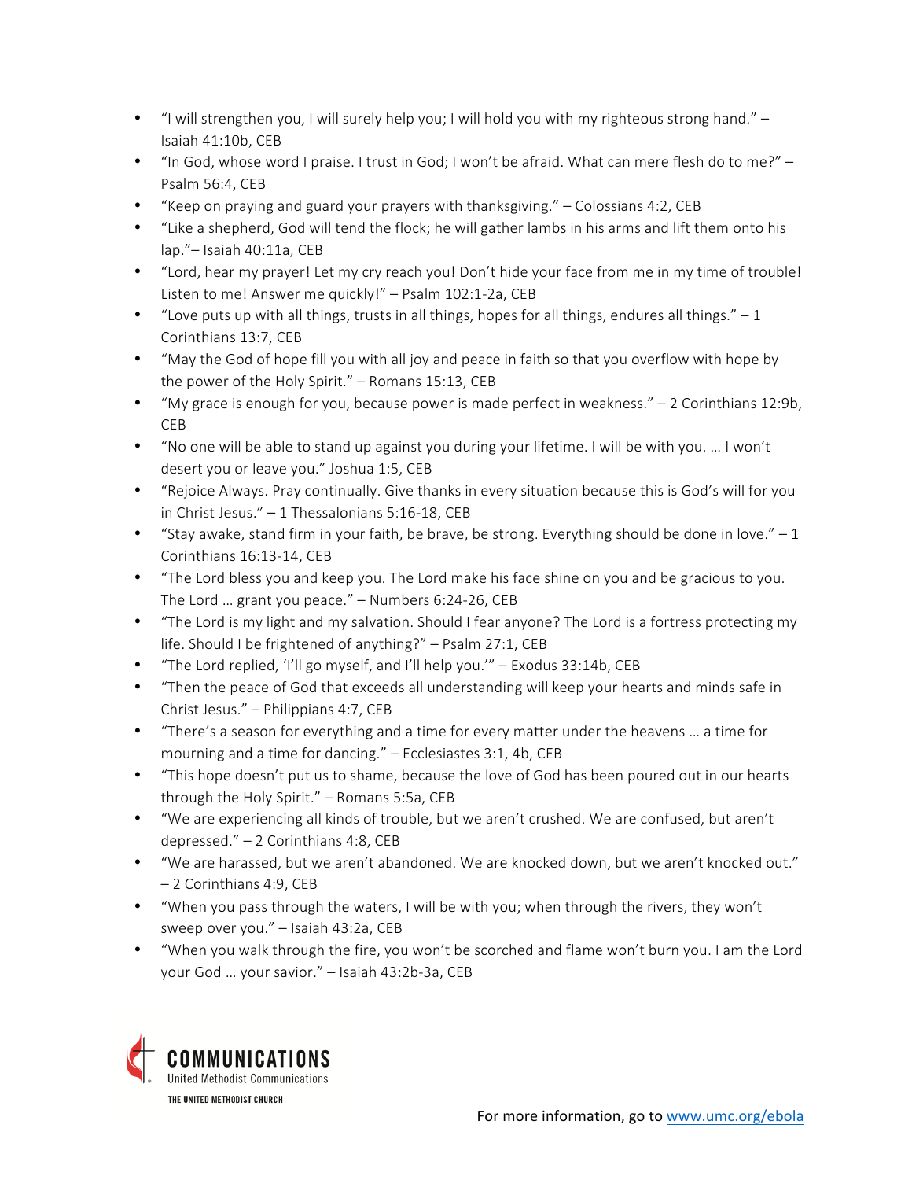- "I will strengthen you, I will surely help you; I will hold you with my righteous strong hand." – Isaiah 41:10b, CEB
- "In God, whose word I praise. I trust in God; I won't be afraid. What can mere flesh do to me?" – Psalm 56:4, CEB
- "Keep on praying and guard your prayers with thanksgiving." – Colossians 4:2, CEB
- "Like a shepherd, God will tend the flock; he will gather lambs in his arms and lift them onto his lap."– Isaiah 40:11a, CEB
- "Lord, hear my prayer! Let my cry reach you! Don't hide your face from me in my time of trouble! Listen to me! Answer me quickly!" – Psalm 102:1-2a, CEB
- "Love puts up with all things, trusts in all things, hopes for all things, endures all things." – 1 Corinthians 13:7, CEB
- "May the God of hope fill you with all joy and peace in faith so that you overflow with hope by the power of the Holy Spirit." – Romans 15:13, CEB
- "My grace is enough for you, because power is made perfect in weakness." – 2 Corinthians 12:9b, CEB
- "No one will be able to stand up against you during your lifetime. I will be with you. … I won't desert you or leave you." Joshua 1:5, CEB
- "Rejoice Always. Pray continually. Give thanks in every situation because this is God's will for you in Christ Jesus." – 1 Thessalonians 5:16-18, CEB
- "Stay awake, stand firm in your faith, be brave, be strong. Everything should be done in love." – 1 Corinthians 16:13-14, CEB
- "The Lord bless you and keep you. The Lord make his face shine on you and be gracious to you. The Lord … grant you peace." – Numbers 6:24-26, CEB
- "The Lord is my light and my salvation. Should I fear anyone? The Lord is a fortress protecting my life. Should I be frightened of anything?" – Psalm 27:1, CEB
- "The Lord replied, 'I'll go myself, and I'll help you.'" – Exodus 33:14b, CEB
- "Then the peace of God that exceeds all understanding will keep your hearts and minds safe in Christ Jesus." – Philippians 4:7, CEB
- "There's a season for everything and a time for every matter under the heavens … a time for mourning and a time for dancing." – Ecclesiastes 3:1, 4b, CEB
- "This hope doesn't put us to shame, because the love of God has been poured out in our hearts through the Holy Spirit." – Romans 5:5a, CEB
- "We are experiencing all kinds of trouble, but we aren't crushed. We are confused, but aren't depressed." – 2 Corinthians 4:8, CEB
- "We are harassed, but we aren't abandoned. We are knocked down, but we aren't knocked out." – 2 Corinthians 4:9, CEB
- "When you pass through the waters, I will be with you; when through the rivers, they won't sweep over you." – Isaiah 43:2a, CEB
- "When you walk through the fire, you won't be scorched and flame won't burn you. I am the Lord your God … your savior." – Isaiah 43:2b-3a, CEB

COMMUNICATIONS
United Methodist Communications
THE UNITED METHODIST CHURCH

For more information, go to [www.umc.org/ebola](http://www.umc.org/ebola)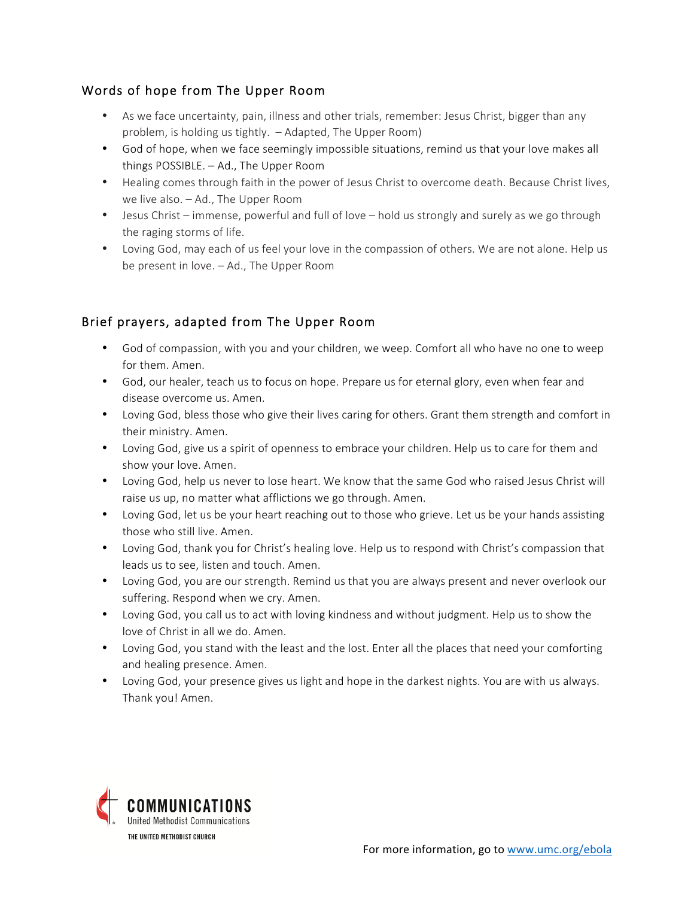## Words of hope from The Upper Room

- As we face uncertainty, pain, illness and other trials, remember: Jesus Christ, bigger than any problem, is holding us tightly. – Adapted, The Upper Room)
- God of hope, when we face seemingly impossible situations, remind us that your love makes all things POSSIBLE. – Ad., The Upper Room
- Healing comes through faith in the power of Jesus Christ to overcome death. Because Christ lives, we live also. – Ad., The Upper Room
- Jesus Christ – immense, powerful and full of love – hold us strongly and surely as we go through the raging storms of life.
- Loving God, may each of us feel your love in the compassion of others. We are not alone. Help us be present in love. – Ad., The Upper Room

## Brief prayers, adapted from The Upper Room

- God of compassion, with you and your children, we weep. Comfort all who have no one to weep for them. Amen.
- God, our healer, teach us to focus on hope. Prepare us for eternal glory, even when fear and disease overcome us. Amen.
- Loving God, bless those who give their lives caring for others. Grant them strength and comfort in their ministry. Amen.
- Loving God, give us a spirit of openness to embrace your children. Help us to care for them and show your love. Amen.
- Loving God, help us never to lose heart. We know that the same God who raised Jesus Christ will raise us up, no matter what afflictions we go through. Amen.
- Loving God, let us be your heart reaching out to those who grieve. Let us be your hands assisting those who still live. Amen.
- Loving God, thank you for Christ's healing love. Help us to respond with Christ's compassion that leads us to see, listen and touch. Amen.
- Loving God, you are our strength. Remind us that you are always present and never overlook our suffering. Respond when we cry. Amen.
- Loving God, you call us to act with loving kindness and without judgment. Help us to show the love of Christ in all we do. Amen.
- Loving God, you stand with the least and the lost. Enter all the places that need your comforting and healing presence. Amen.
- Loving God, your presence gives us light and hope in the darkest nights. You are with us always. Thank you! Amen.

COMMUNICATIONS
United Methodist Communications
THE UNITED METHODIST CHURCH

For more information, go to www.umc.org/ebola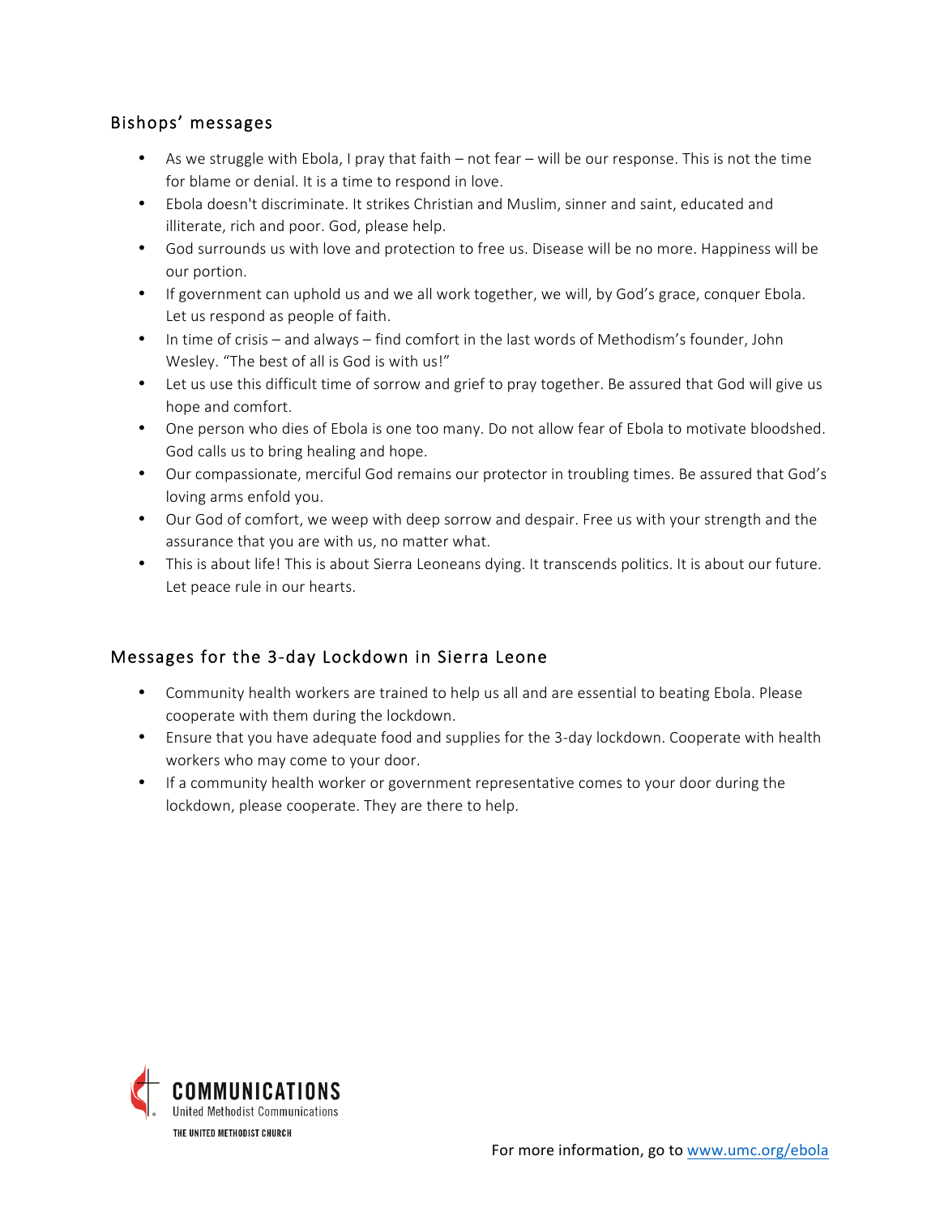## Bishops' messages

- As we struggle with Ebola, I pray that faith – not fear – will be our response. This is not the time for blame or denial. It is a time to respond in love.
- Ebola doesn't discriminate. It strikes Christian and Muslim, sinner and saint, educated and illiterate, rich and poor. God, please help.
- God surrounds us with love and protection to free us. Disease will be no more. Happiness will be our portion.
- If government can uphold us and we all work together, we will, by God's grace, conquer Ebola. Let us respond as people of faith.
- In time of crisis – and always – find comfort in the last words of Methodism's founder, John Wesley. "The best of all is God is with us!"
- Let us use this difficult time of sorrow and grief to pray together. Be assured that God will give us hope and comfort.
- One person who dies of Ebola is one too many. Do not allow fear of Ebola to motivate bloodshed. God calls us to bring healing and hope.
- Our compassionate, merciful God remains our protector in troubling times. Be assured that God's loving arms enfold you.
- Our God of comfort, we weep with deep sorrow and despair. Free us with your strength and the assurance that you are with us, no matter what.
- This is about life! This is about Sierra Leoneans dying. It transcends politics. It is about our future. Let peace rule in our hearts.

## Messages for the 3-day Lockdown in Sierra Leone

- Community health workers are trained to help us all and are essential to beating Ebola. Please cooperate with them during the lockdown.
- Ensure that you have adequate food and supplies for the 3-day lockdown. Cooperate with health workers who may come to your door.
- If a community health worker or government representative comes to your door during the lockdown, please cooperate. They are there to help.

COMMUNICATIONS
United Methodist Communications
THE UNITED METHODIST CHURCH

For more information, go to www.umc.org/ebola